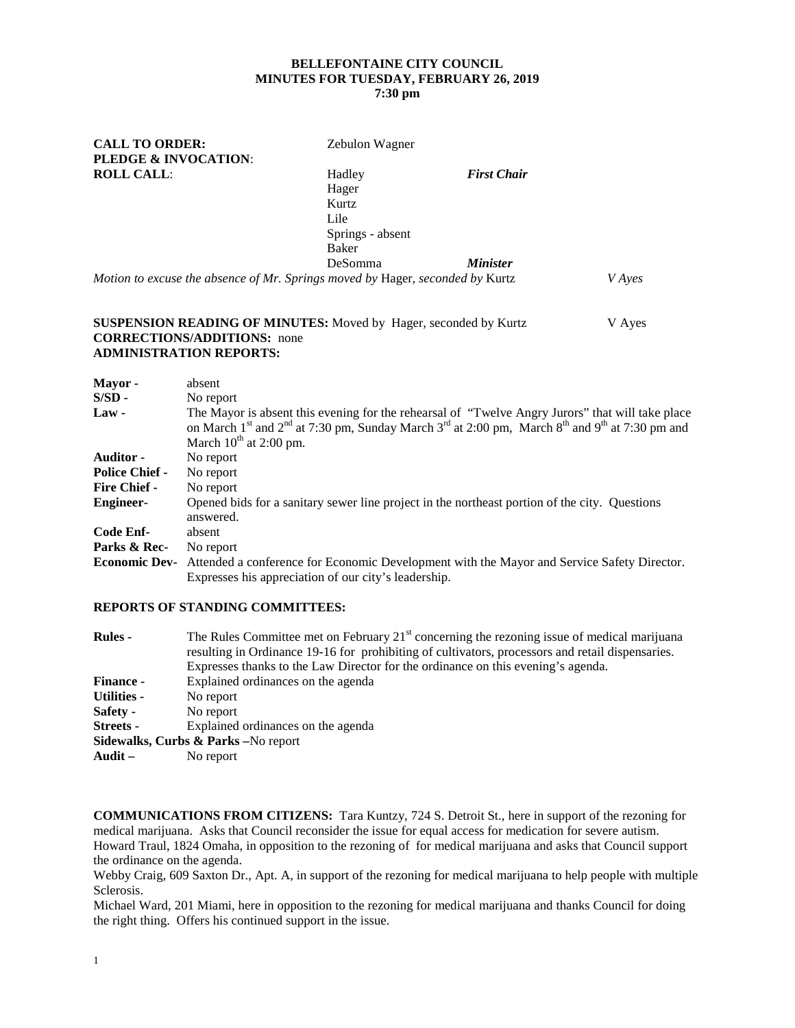**BELLEFONTAINE CITY COUNCIL**
**MINUTES FOR TUESDAY, FEBRUARY 26, 2019**
**7:30 pm**

| | | | |
|---|---|---|---|
| **CALL TO ORDER:** | Zebulon Wagner | | |
| **PLEDGE & INVOCATION**: | | | |
| **ROLL CALL**: | Hadley | ***First Chair*** | |
| | Hager | | |
| | Kurtz | | |
| | Lile | | |
| | Springs - absent | | |
| | Baker | | |
| | DeSomma | ***Minister*** | |

*Motion to excuse the absence of Mr. Springs moved by* Hager, *seconded by* Kurtz *V Ayes*

**SUSPENSION READING OF MINUTES:** Moved by Hager, seconded by Kurtz V Ayes
**CORRECTIONS/ADDITIONS:** none
**ADMINISTRATION REPORTS:**

| | |
|---|---|
| **Mayor -** | absent |
| **S/SD -** | No report |
| **Law -** | The Mayor is absent this evening for the rehearsal of "Twelve Angry Jurors" that will take place on March 1st and 2nd at 7:30 pm, Sunday March 3rd at 2:00 pm, March 8th and 9th at 7:30 pm and March 10th at 2:00 pm. |
| **Auditor -** | No report |
| **Police Chief -** | No report |
| **Fire Chief -** | No report |
| **Engineer-** | Opened bids for a sanitary sewer line project in the northeast portion of the city. Questions answered. |
| **Code Enf-** | absent |
| **Parks & Rec-** | No report |
| **Economic Dev-** | Attended a conference for Economic Development with the Mayor and Service Safety Director. Expresses his appreciation of our city's leadership. |

**REPORTS OF STANDING COMMITTEES:**

| | |
|---|---|
| **Rules -** | The Rules Committee met on February 21st concerning the rezoning issue of medical marijuana resulting in Ordinance 19-16 for prohibiting of cultivators, processors and retail dispensaries. Expresses thanks to the Law Director for the ordinance on this evening's agenda. |
| **Finance -** | Explained ordinances on the agenda |
| **Utilities -** | No report |
| **Safety -** | No report |
| **Streets -** | Explained ordinances on the agenda |
| **Sidewalks, Curbs & Parks –** | No report |
| **Audit –** | No report |

**COMMUNICATIONS FROM CITIZENS:** Tara Kuntzy, 724 S. Detroit St., here in support of the rezoning for medical marijuana. Asks that Council reconsider the issue for equal access for medication for severe autism.
Howard Traul, 1824 Omaha, in opposition to the rezoning of for medical marijuana and asks that Council support the ordinance on the agenda.
Webby Craig, 609 Saxton Dr., Apt. A, in support of the rezoning for medical marijuana to help people with multiple Sclerosis.
Michael Ward, 201 Miami, here in opposition to the rezoning for medical marijuana and thanks Council for doing the right thing. Offers his continued support in the issue.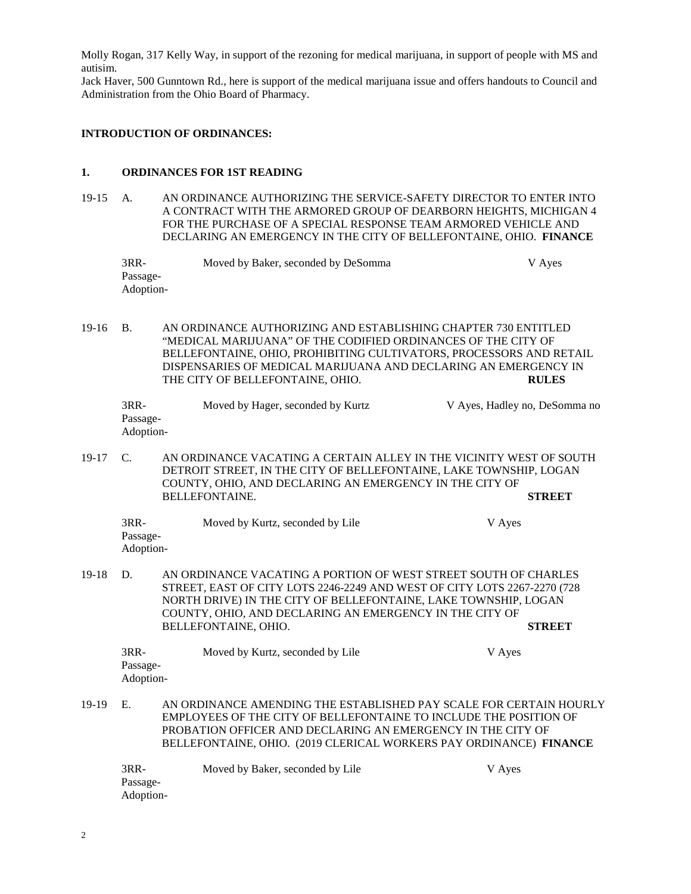Molly Rogan, 317 Kelly Way, in support of the rezoning for medical marijuana, in support of people with MS and autisim.

Jack Haver, 500 Gunntown Rd., here is support of the medical marijuana issue and offers handouts to Council and Administration from the Ohio Board of Pharmacy.

**INTRODUCTION OF ORDINANCES:**

**1. ORDINANCES FOR 1ST READING**

19-15 A. AN ORDINANCE AUTHORIZING THE SERVICE-SAFETY DIRECTOR TO ENTER INTO A CONTRACT WITH THE ARMORED GROUP OF DEARBORN HEIGHTS, MICHIGAN 4 FOR THE PURCHASE OF A SPECIAL RESPONSE TEAM ARMORED VEHICLE AND DECLARING AN EMERGENCY IN THE CITY OF BELLEFONTAINE, OHIO. **FINANCE**

3RR- Moved by Baker, seconded by DeSomma V Ayes
Passage-
Adoption-

19-16 B. AN ORDINANCE AUTHORIZING AND ESTABLISHING CHAPTER 730 ENTITLED "MEDICAL MARIJUANA" OF THE CODIFIED ORDINANCES OF THE CITY OF BELLEFONTAINE, OHIO, PROHIBITING CULTIVATORS, PROCESSORS AND RETAIL DISPENSARIES OF MEDICAL MARIJUANA AND DECLARING AN EMERGENCY IN THE CITY OF BELLEFONTAINE, OHIO. **RULES**

3RR- Moved by Hager, seconded by Kurtz V Ayes, Hadley no, DeSomma no
Passage-
Adoption-

19-17 C. AN ORDINANCE VACATING A CERTAIN ALLEY IN THE VICINITY WEST OF SOUTH DETROIT STREET, IN THE CITY OF BELLEFONTAINE, LAKE TOWNSHIP, LOGAN COUNTY, OHIO, AND DECLARING AN EMERGENCY IN THE CITY OF BELLEFONTAINE. **STREET**

3RR- Moved by Kurtz, seconded by Lile V Ayes
Passage-
Adoption-

19-18 D. AN ORDINANCE VACATING A PORTION OF WEST STREET SOUTH OF CHARLES STREET, EAST OF CITY LOTS 2246-2249 AND WEST OF CITY LOTS 2267-2270 (728 NORTH DRIVE) IN THE CITY OF BELLEFONTAINE, LAKE TOWNSHIP, LOGAN COUNTY, OHIO, AND DECLARING AN EMERGENCY IN THE CITY OF BELLEFONTAINE, OHIO. **STREET**

3RR- Moved by Kurtz, seconded by Lile V Ayes
Passage-
Adoption-

19-19 E. AN ORDINANCE AMENDING THE ESTABLISHED PAY SCALE FOR CERTAIN HOURLY EMPLOYEES OF THE CITY OF BELLEFONTAINE TO INCLUDE THE POSITION OF PROBATION OFFICER AND DECLARING AN EMERGENCY IN THE CITY OF BELLEFONTAINE, OHIO. (2019 CLERICAL WORKERS PAY ORDINANCE) **FINANCE**

3RR- Moved by Baker, seconded by Lile V Ayes
Passage-
Adoption-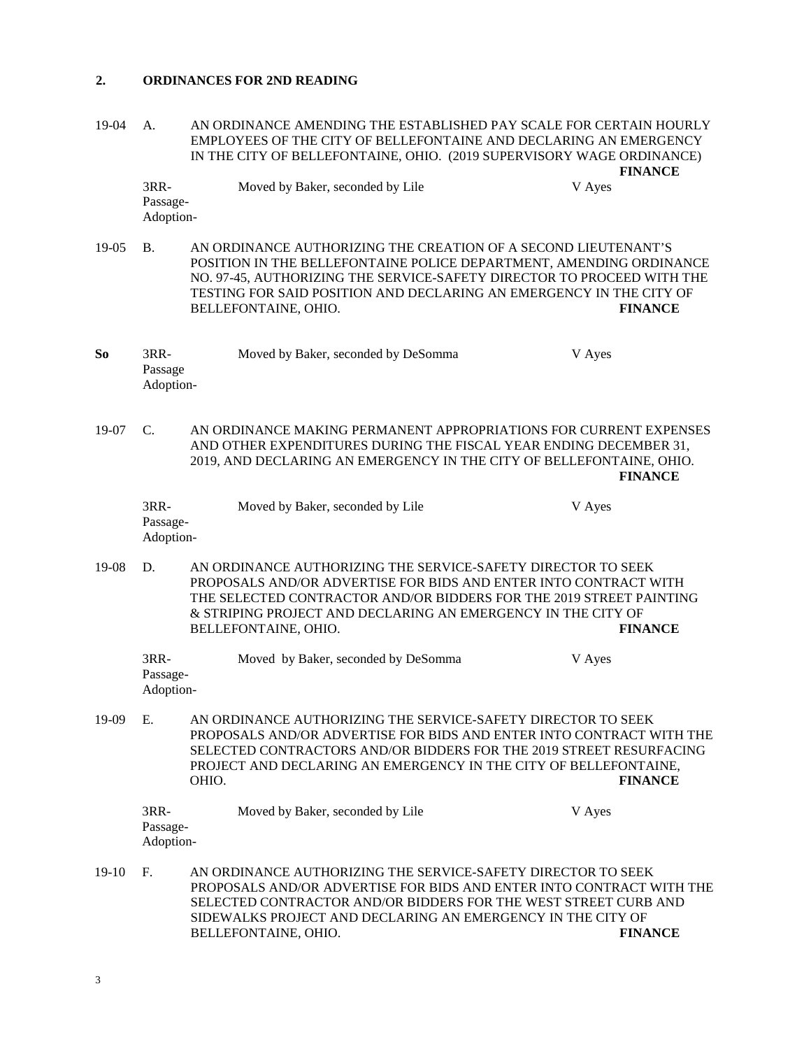**2. ORDINANCES FOR 2ND READING**

19-04 A. AN ORDINANCE AMENDING THE ESTABLISHED PAY SCALE FOR CERTAIN HOURLY EMPLOYEES OF THE CITY OF BELLEFONTAINE AND DECLARING AN EMERGENCY IN THE CITY OF BELLEFONTAINE, OHIO. (2019 SUPERVISORY WAGE ORDINANCE) **FINANCE**

3RR- Moved by Baker, seconded by Lile V Ayes
Passage-
Adoption-

19-05 B. AN ORDINANCE AUTHORIZING THE CREATION OF A SECOND LIEUTENANT'S POSITION IN THE BELLEFONTAINE POLICE DEPARTMENT, AMENDING ORDINANCE NO. 97-45, AUTHORIZING THE SERVICE-SAFETY DIRECTOR TO PROCEED WITH THE TESTING FOR SAID POSITION AND DECLARING AN EMERGENCY IN THE CITY OF BELLEFONTAINE, OHIO. **FINANCE**

**So** 3RR- Moved by Baker, seconded by DeSomma V Ayes
Passage
Adoption-

19-07 C. AN ORDINANCE MAKING PERMANENT APPROPRIATIONS FOR CURRENT EXPENSES AND OTHER EXPENDITURES DURING THE FISCAL YEAR ENDING DECEMBER 31, 2019, AND DECLARING AN EMERGENCY IN THE CITY OF BELLEFONTAINE, OHIO. **FINANCE**

3RR- Moved by Baker, seconded by Lile V Ayes
Passage-
Adoption-

19-08 D. AN ORDINANCE AUTHORIZING THE SERVICE-SAFETY DIRECTOR TO SEEK PROPOSALS AND/OR ADVERTISE FOR BIDS AND ENTER INTO CONTRACT WITH THE SELECTED CONTRACTOR AND/OR BIDDERS FOR THE 2019 STREET PAINTING & STRIPING PROJECT AND DECLARING AN EMERGENCY IN THE CITY OF BELLEFONTAINE, OHIO. **FINANCE**

3RR- Moved by Baker, seconded by DeSomma V Ayes
Passage-
Adoption-

19-09 E. AN ORDINANCE AUTHORIZING THE SERVICE-SAFETY DIRECTOR TO SEEK PROPOSALS AND/OR ADVERTISE FOR BIDS AND ENTER INTO CONTRACT WITH THE SELECTED CONTRACTORS AND/OR BIDDERS FOR THE 2019 STREET RESURFACING PROJECT AND DECLARING AN EMERGENCY IN THE CITY OF BELLEFONTAINE, OHIO. **FINANCE**

3RR- Moved by Baker, seconded by Lile V Ayes
Passage-
Adoption-

19-10 F. AN ORDINANCE AUTHORIZING THE SERVICE-SAFETY DIRECTOR TO SEEK PROPOSALS AND/OR ADVERTISE FOR BIDS AND ENTER INTO CONTRACT WITH THE SELECTED CONTRACTOR AND/OR BIDDERS FOR THE WEST STREET CURB AND SIDEWALKS PROJECT AND DECLARING AN EMERGENCY IN THE CITY OF BELLEFONTAINE, OHIO. **FINANCE**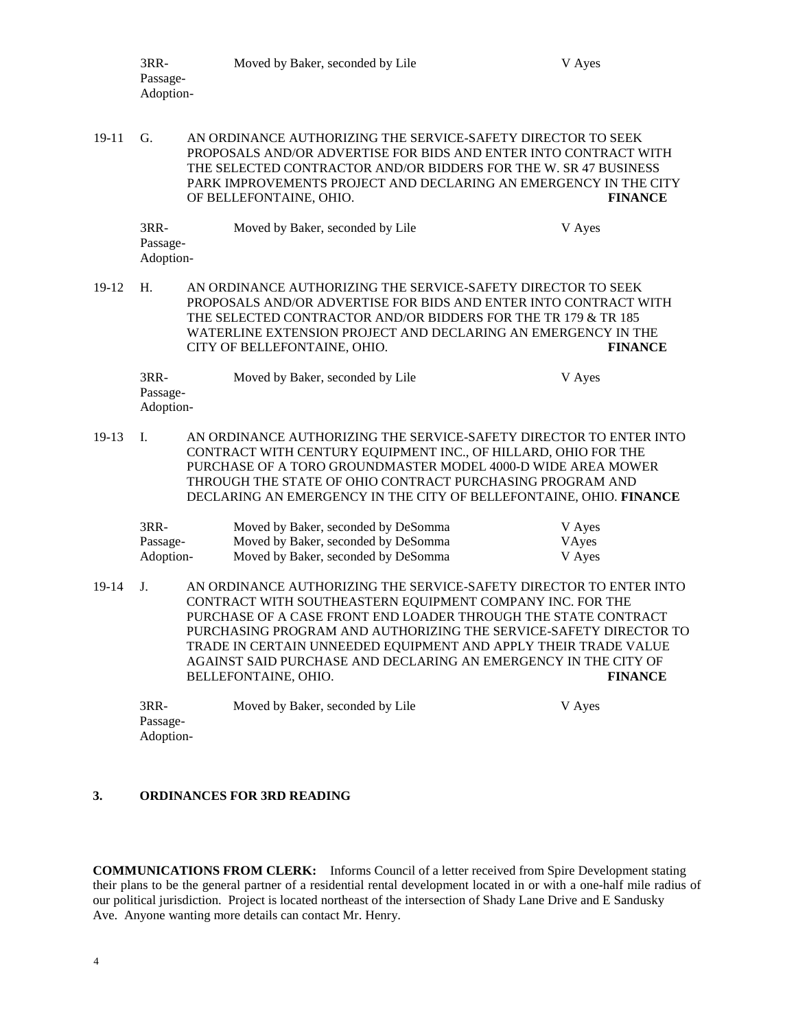| | | |
|---|---|---|
| 3RR- | Moved by Baker, seconded by Lile | V Ayes |
| Passage- | | |
| Adoption- | | |

19-11 G. AN ORDINANCE AUTHORIZING THE SERVICE-SAFETY DIRECTOR TO SEEK PROPOSALS AND/OR ADVERTISE FOR BIDS AND ENTER INTO CONTRACT WITH THE SELECTED CONTRACTOR AND/OR BIDDERS FOR THE W. SR 47 BUSINESS PARK IMPROVEMENTS PROJECT AND DECLARING AN EMERGENCY IN THE CITY OF BELLEFONTAINE, OHIO. **FINANCE**

| | | |
|---|---|---|
| 3RR- | Moved by Baker, seconded by Lile | V Ayes |
| Passage- | | |
| Adoption- | | |

19-12 H. AN ORDINANCE AUTHORIZING THE SERVICE-SAFETY DIRECTOR TO SEEK PROPOSALS AND/OR ADVERTISE FOR BIDS AND ENTER INTO CONTRACT WITH THE SELECTED CONTRACTOR AND/OR BIDDERS FOR THE TR 179 & TR 185 WATERLINE EXTENSION PROJECT AND DECLARING AN EMERGENCY IN THE CITY OF BELLEFONTAINE, OHIO. **FINANCE**

| | | |
|---|---|---|
| 3RR- | Moved by Baker, seconded by Lile | V Ayes |
| Passage- | | |
| Adoption- | | |

19-13 I. AN ORDINANCE AUTHORIZING THE SERVICE-SAFETY DIRECTOR TO ENTER INTO CONTRACT WITH CENTURY EQUIPMENT INC., OF HILLARD, OHIO FOR THE PURCHASE OF A TORO GROUNDMASTER MODEL 4000-D WIDE AREA MOWER THROUGH THE STATE OF OHIO CONTRACT PURCHASING PROGRAM AND DECLARING AN EMERGENCY IN THE CITY OF BELLEFONTAINE, OHIO. **FINANCE**

| | | |
|---|---|---|
| 3RR- | Moved by Baker, seconded by DeSomma | V Ayes |
| Passage- | Moved by Baker, seconded by DeSomma | VAyes |
| Adoption- | Moved by Baker, seconded by DeSomma | V Ayes |

19-14 J. AN ORDINANCE AUTHORIZING THE SERVICE-SAFETY DIRECTOR TO ENTER INTO CONTRACT WITH SOUTHEASTERN EQUIPMENT COMPANY INC. FOR THE PURCHASE OF A CASE FRONT END LOADER THROUGH THE STATE CONTRACT PURCHASING PROGRAM AND AUTHORIZING THE SERVICE-SAFETY DIRECTOR TO TRADE IN CERTAIN UNNEEDED EQUIPMENT AND APPLY THEIR TRADE VALUE AGAINST SAID PURCHASE AND DECLARING AN EMERGENCY IN THE CITY OF BELLEFONTAINE, OHIO. **FINANCE**

| | | |
|---|---|---|
| 3RR- | Moved by Baker, seconded by Lile | V Ayes |
| Passage- | | |
| Adoption- | | |

**3. ORDINANCES FOR 3RD READING**

**COMMUNICATIONS FROM CLERK:** Informs Council of a letter received from Spire Development stating their plans to be the general partner of a residential rental development located in or with a one-half mile radius of our political jurisdiction. Project is located northeast of the intersection of Shady Lane Drive and E Sandusky Ave. Anyone wanting more details can contact Mr. Henry.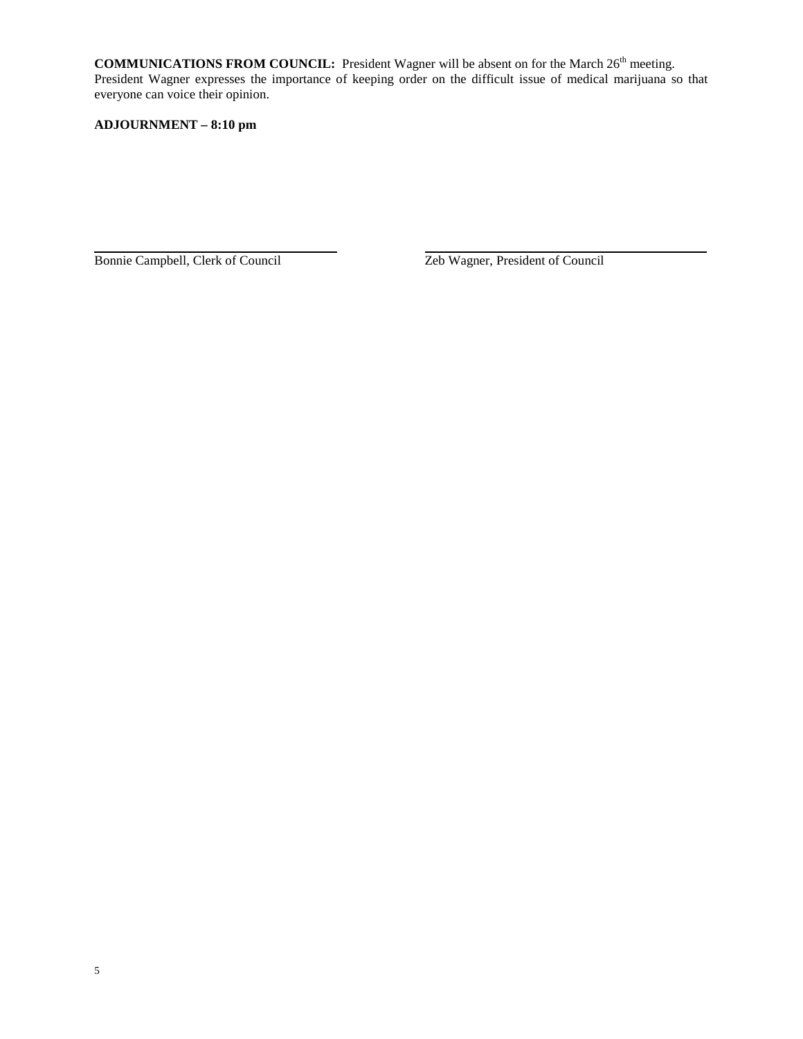**COMMUNICATIONS FROM COUNCIL:** President Wagner will be absent on for the March 26th meeting. President Wagner expresses the importance of keeping order on the difficult issue of medical marijuana so that everyone can voice their opinion.

**ADJOURNMENT – 8:10 pm**

Bonnie Campbell, Clerk of Council

Zeb Wagner, President of Council